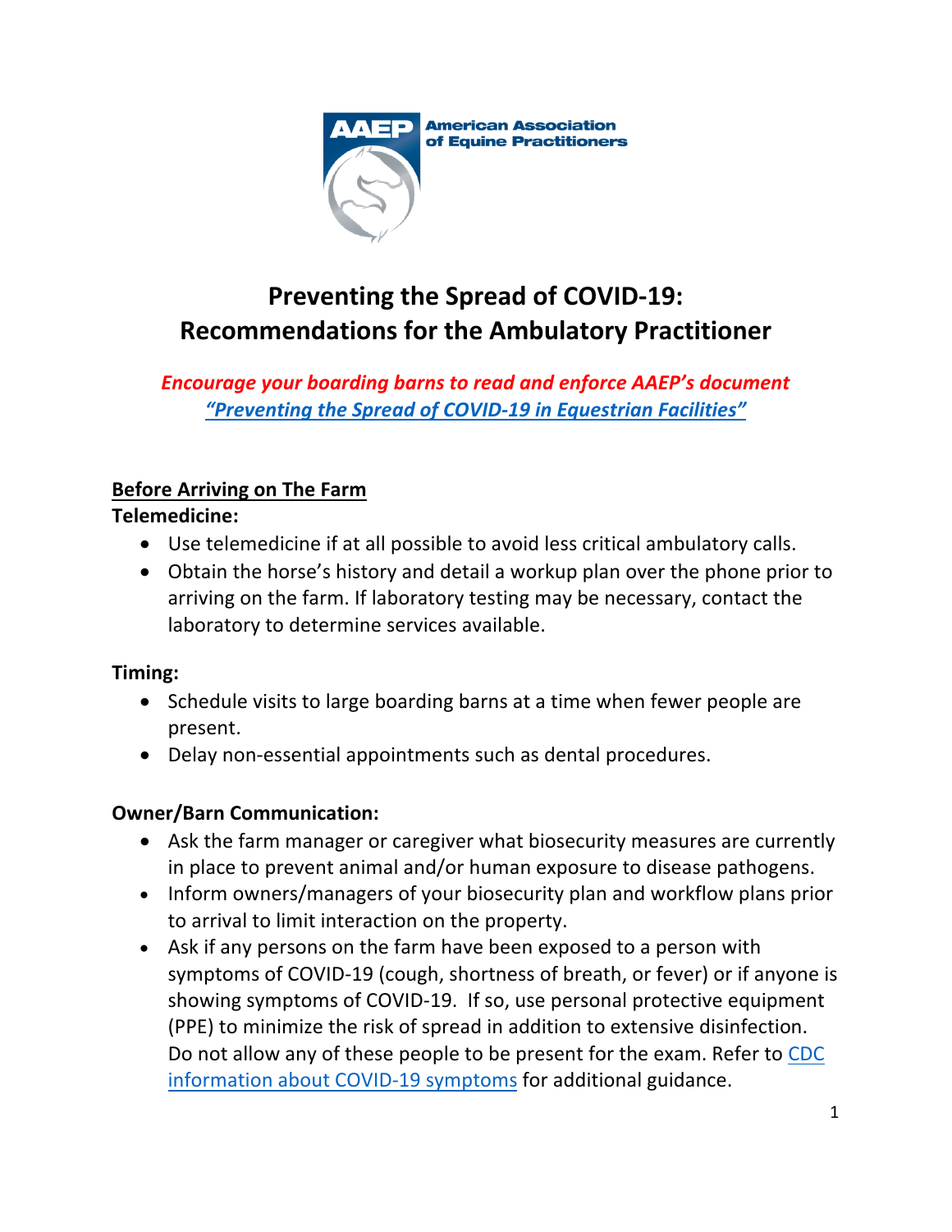American Association of Equine Practitioners

# Preventing the Spread of COVID-19: Recommendations for the Ambulatory Practitioner

***Encourage your boarding barns to read and enforce AAEP's document "Preventing the Spread of COVID-19 in Equestrian Facilities"***

## Before Arriving on The Farm

**Telemedicine:**

- Use telemedicine if at all possible to avoid less critical ambulatory calls.
- Obtain the horse's history and detail a workup plan over the phone prior to arriving on the farm. If laboratory testing may be necessary, contact the laboratory to determine services available.

**Timing:**

- Schedule visits to large boarding barns at a time when fewer people are present.
- Delay non-essential appointments such as dental procedures.

**Owner/Barn Communication:**

- Ask the farm manager or caregiver what biosecurity measures are currently in place to prevent animal and/or human exposure to disease pathogens.
- Inform owners/managers of your biosecurity plan and workflow plans prior to arrival to limit interaction on the property.
- Ask if any persons on the farm have been exposed to a person with symptoms of COVID-19 (cough, shortness of breath, or fever) or if anyone is showing symptoms of COVID-19. If so, use personal protective equipment (PPE) to minimize the risk of spread in addition to extensive disinfection. Do not allow any of these people to be present for the exam. Refer to CDC information about COVID-19 symptoms for additional guidance.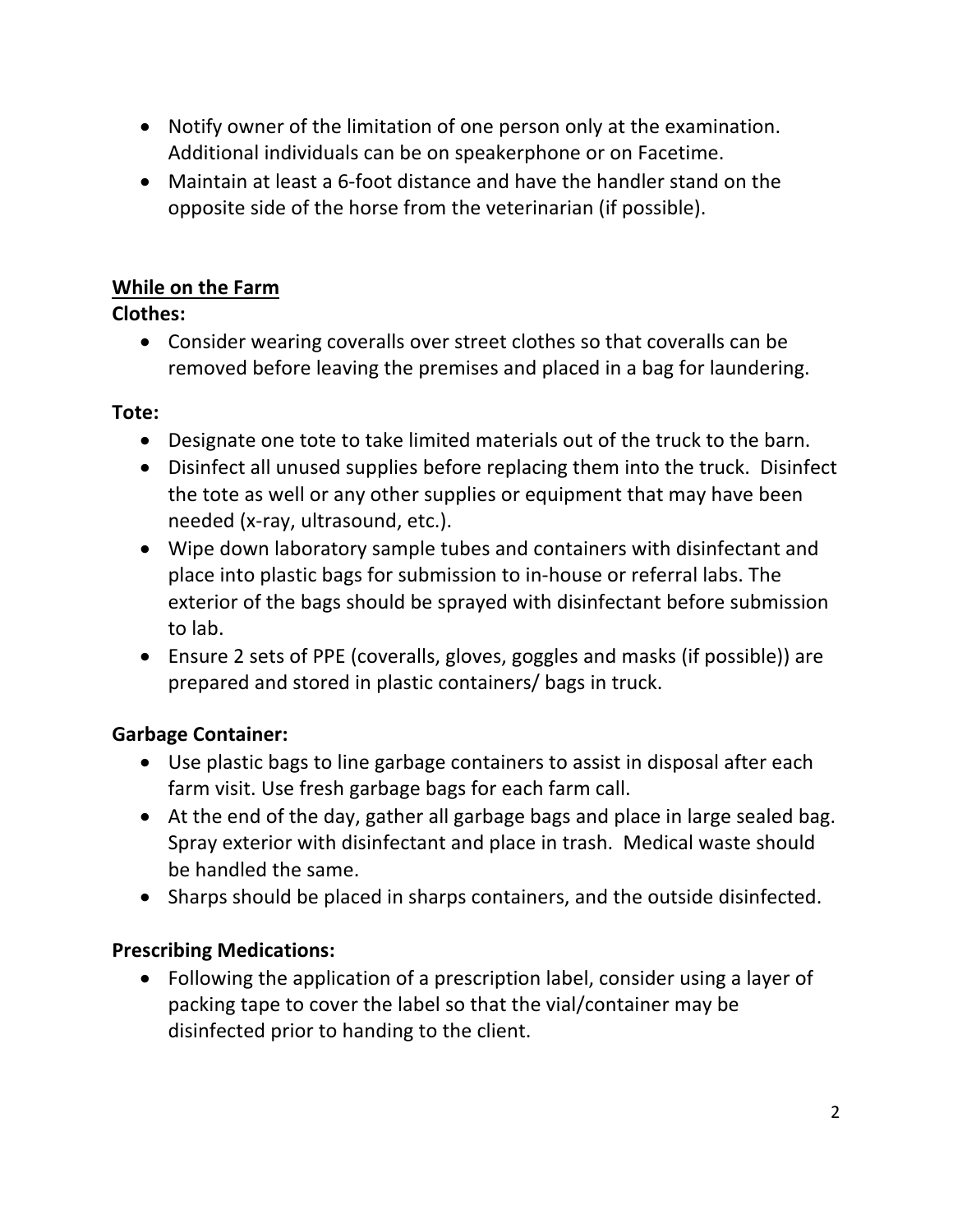- Notify owner of the limitation of one person only at the examination. Additional individuals can be on speakerphone or on Facetime.
- Maintain at least a 6-foot distance and have the handler stand on the opposite side of the horse from the veterinarian (if possible).

## While on the Farm

**Clothes:**

- Consider wearing coveralls over street clothes so that coveralls can be removed before leaving the premises and placed in a bag for laundering.

**Tote:**

- Designate one tote to take limited materials out of the truck to the barn.
- Disinfect all unused supplies before replacing them into the truck. Disinfect the tote as well or any other supplies or equipment that may have been needed (x-ray, ultrasound, etc.).
- Wipe down laboratory sample tubes and containers with disinfectant and place into plastic bags for submission to in-house or referral labs. The exterior of the bags should be sprayed with disinfectant before submission to lab.
- Ensure 2 sets of PPE (coveralls, gloves, goggles and masks (if possible)) are prepared and stored in plastic containers/ bags in truck.

**Garbage Container:**

- Use plastic bags to line garbage containers to assist in disposal after each farm visit. Use fresh garbage bags for each farm call.
- At the end of the day, gather all garbage bags and place in large sealed bag. Spray exterior with disinfectant and place in trash. Medical waste should be handled the same.
- Sharps should be placed in sharps containers, and the outside disinfected.

**Prescribing Medications:**

- Following the application of a prescription label, consider using a layer of packing tape to cover the label so that the vial/container may be disinfected prior to handing to the client.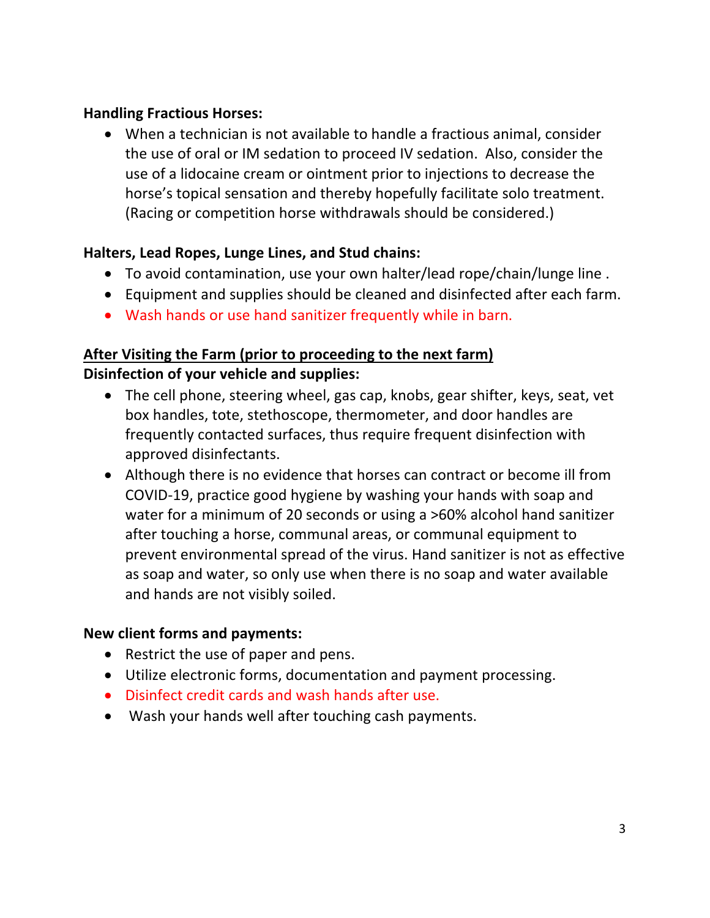**Handling Fractious Horses:**

- When a technician is not available to handle a fractious animal, consider the use of oral or IM sedation to proceed IV sedation. Also, consider the use of a lidocaine cream or ointment prior to injections to decrease the horse's topical sensation and thereby hopefully facilitate solo treatment. (Racing or competition horse withdrawals should be considered.)

**Halters, Lead Ropes, Lunge Lines, and Stud chains:**

- To avoid contamination, use your own halter/lead rope/chain/lunge line .
- Equipment and supplies should be cleaned and disinfected after each farm.
- Wash hands or use hand sanitizer frequently while in barn.

**<u>After Visiting the Farm (prior to proceeding to the next farm)</u>**

**Disinfection of your vehicle and supplies:**

- The cell phone, steering wheel, gas cap, knobs, gear shifter, keys, seat, vet box handles, tote, stethoscope, thermometer, and door handles are frequently contacted surfaces, thus require frequent disinfection with approved disinfectants.
- Although there is no evidence that horses can contract or become ill from COVID-19, practice good hygiene by washing your hands with soap and water for a minimum of 20 seconds or using a >60% alcohol hand sanitizer after touching a horse, communal areas, or communal equipment to prevent environmental spread of the virus. Hand sanitizer is not as effective as soap and water, so only use when there is no soap and water available and hands are not visibly soiled.

**New client forms and payments:**

- Restrict the use of paper and pens.
- Utilize electronic forms, documentation and payment processing.
- Disinfect credit cards and wash hands after use.
- Wash your hands well after touching cash payments.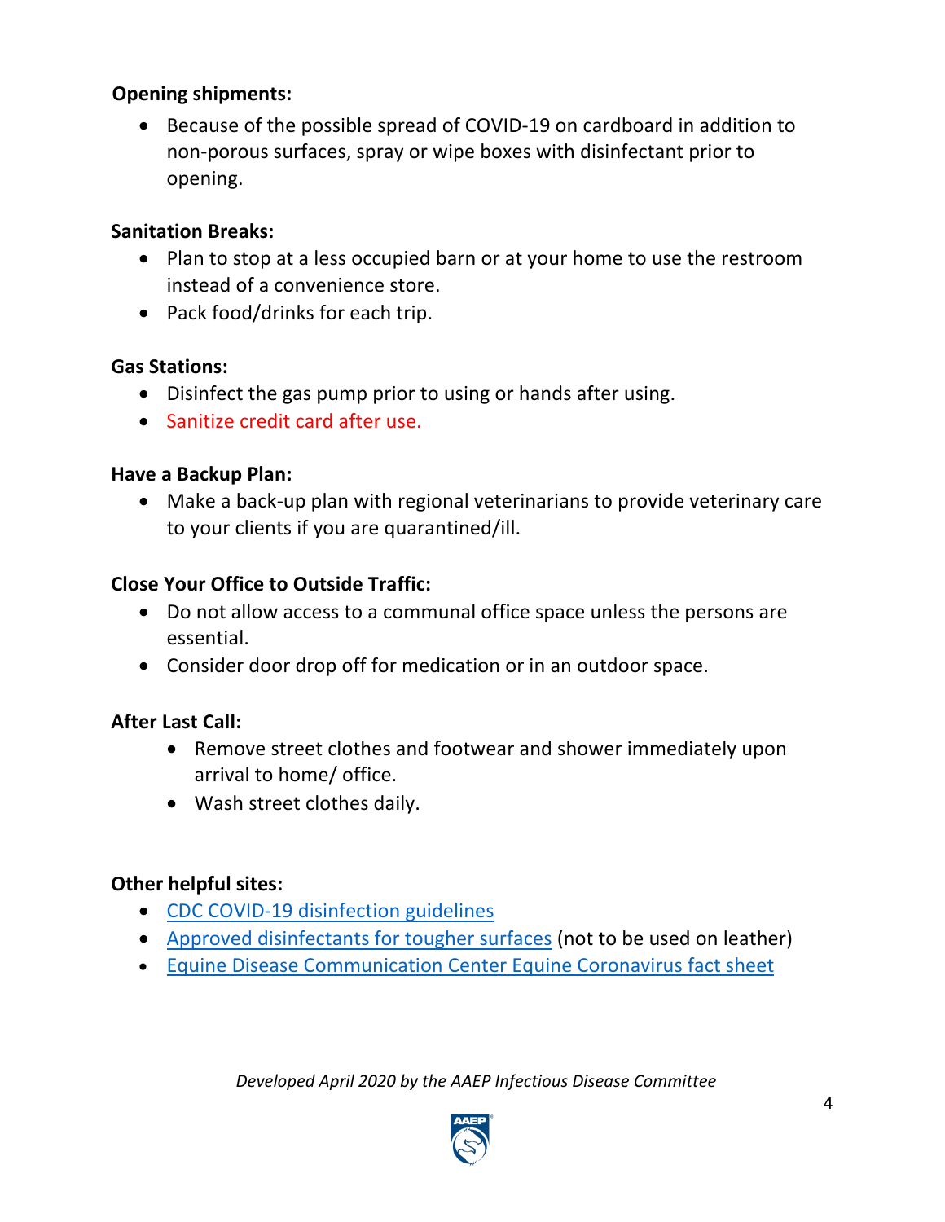**Opening shipments:**

- Because of the possible spread of COVID-19 on cardboard in addition to non-porous surfaces, spray or wipe boxes with disinfectant prior to opening.

**Sanitation Breaks:**

- Plan to stop at a less occupied barn or at your home to use the restroom instead of a convenience store.
- Pack food/drinks for each trip.

**Gas Stations:**

- Disinfect the gas pump prior to using or hands after using.
- Sanitize credit card after use.

**Have a Backup Plan:**

- Make a back-up plan with regional veterinarians to provide veterinary care to your clients if you are quarantined/ill.

**Close Your Office to Outside Traffic:**

- Do not allow access to a communal office space unless the persons are essential.
- Consider door drop off for medication or in an outdoor space.

**After Last Call:**

- Remove street clothes and footwear and shower immediately upon arrival to home/ office.
- Wash street clothes daily.

**Other helpful sites:**

- CDC COVID-19 disinfection guidelines
- Approved disinfectants for tougher surfaces (not to be used on leather)
- Equine Disease Communication Center Equine Coronavirus fact sheet

*Developed April 2020 by the AAEP Infectious Disease Committee*